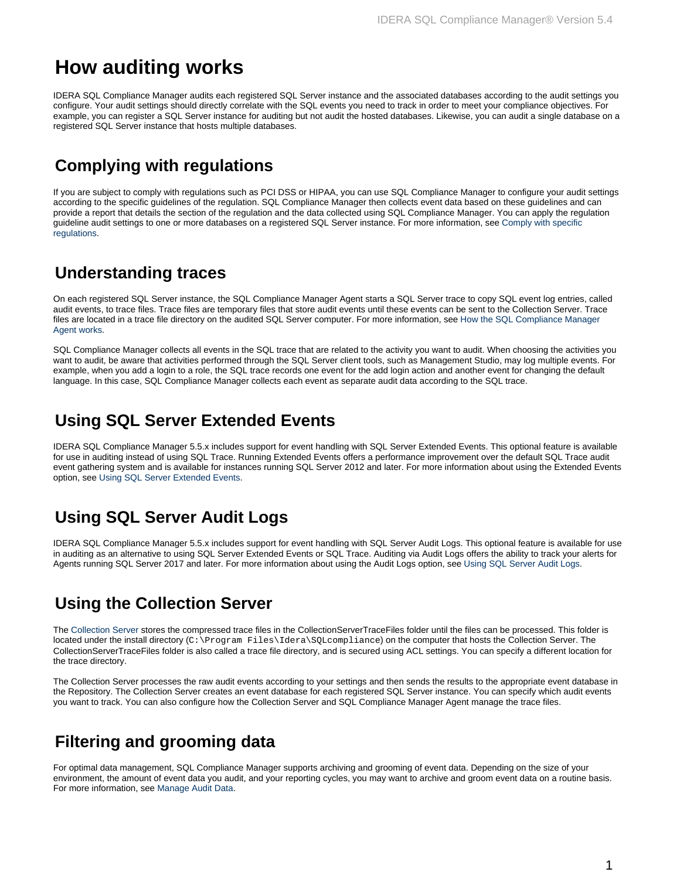# How auditing works

IDERA SQL Compliance Manager audits each registered SQL Server instance and the associated databases according to the audit settings you configure. Your audit settings should directly correlate with the SQL events you need to track in order to meet your compliance objectives. For example, you can register a SQL Server instance for auditing but not audit the hosted databases. Likewise, you can audit a single database on a registered SQL Server instance that hosts multiple databases.

## Complying with regulations

If you are subject to comply with regulations such as PCI DSS or HIPAA, you can use SQL Compliance Manager to configure your audit settings according to the specific guidelines of the regulation. SQL Compliance Manager then collects event data based on these guidelines and can provide a report that details the section of the regulation and the data collected using SQL Compliance Manager. You can apply the regulation guideline audit settings to one or more databases on a registered SQL Server instance. For more information, see Comply with specific regulations.

## Understanding traces

On each registered SQL Server instance, the SQL Compliance Manager Agent starts a SQL Server trace to copy SQL event log entries, called audit events, to trace files. Trace files are temporary files that store audit events until these events can be sent to the Collection Server. Trace files are located in a trace file directory on the audited SQL Server computer. For more information, see How the SQL Compliance Manager Agent works.

SQL Compliance Manager collects all events in the SQL trace that are related to the activity you want to audit. When choosing the activities you want to audit, be aware that activities performed through the SQL Server client tools, such as Management Studio, may log multiple events. For example, when you add a login to a role, the SQL trace records one event for the add login action and another event for changing the default language. In this case, SQL Compliance Manager collects each event as separate audit data according to the SQL trace.

## Using SQL Server Extended Events

IDERA SQL Compliance Manager 5.5.x includes support for event handling with SQL Server Extended Events. This optional feature is available for use in auditing instead of using SQL Trace. Running Extended Events offers a performance improvement over the default SQL Trace audit event gathering system and is available for instances running SQL Server 2012 and later. For more information about using the Extended Events option, see Using SQL Server Extended Events.

## Using SQL Server Audit Logs

IDERA SQL Compliance Manager 5.5.x includes support for event handling with SQL Server Audit Logs. This optional feature is available for use in auditing as an alternative to using SQL Server Extended Events or SQL Trace. Auditing via Audit Logs offers the ability to track your alerts for Agents running SQL Server 2017 and later. For more information about using the Audit Logs option, see Using SQL Server Audit Logs.

## Using the Collection Server

The Collection Server stores the compressed trace files in the CollectionServerTraceFiles folder until the files can be processed. This folder is located under the install directory (`C:\Program Files\Idera\SQLcompliance`) on the computer that hosts the Collection Server. The CollectionServerTraceFiles folder is also called a trace file directory, and is secured using ACL settings. You can specify a different location for the trace directory.

The Collection Server processes the raw audit events according to your settings and then sends the results to the appropriate event database in the Repository. The Collection Server creates an event database for each registered SQL Server instance. You can specify which audit events you want to track. You can also configure how the Collection Server and SQL Compliance Manager Agent manage the trace files.

## Filtering and grooming data

For optimal data management, SQL Compliance Manager supports archiving and grooming of event data. Depending on the size of your environment, the amount of event data you audit, and your reporting cycles, you may want to archive and groom event data on a routine basis. For more information, see Manage Audit Data.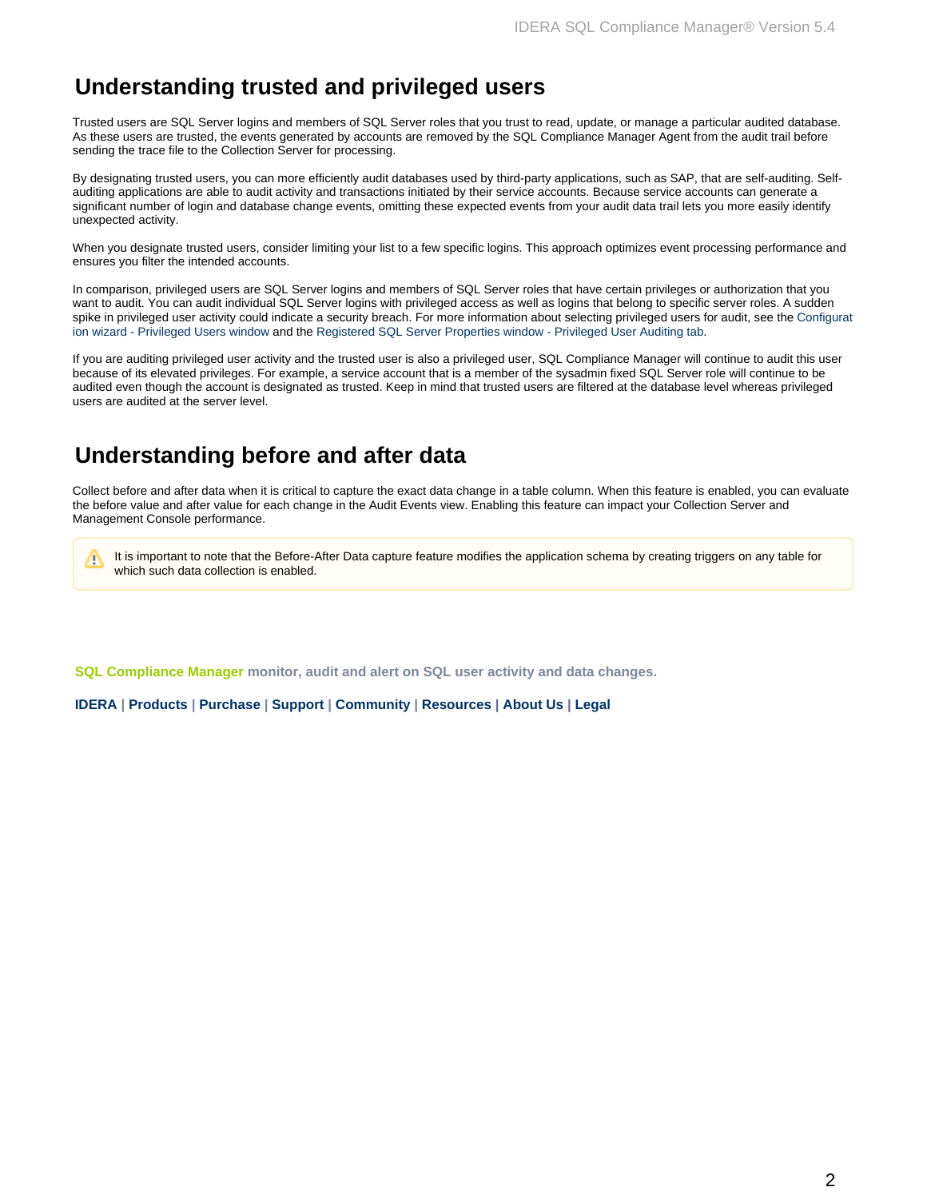# Understanding trusted and privileged users

Trusted users are SQL Server logins and members of SQL Server roles that you trust to read, update, or manage a particular audited database. As these users are trusted, the events generated by accounts are removed by the SQL Compliance Manager Agent from the audit trail before sending the trace file to the Collection Server for processing.

By designating trusted users, you can more efficiently audit databases used by third-party applications, such as SAP, that are self-auditing. Self-auditing applications are able to audit activity and transactions initiated by their service accounts. Because service accounts can generate a significant number of login and database change events, omitting these expected events from your audit data trail lets you more easily identify unexpected activity.

When you designate trusted users, consider limiting your list to a few specific logins. This approach optimizes event processing performance and ensures you filter the intended accounts.

In comparison, privileged users are SQL Server logins and members of SQL Server roles that have certain privileges or authorization that you want to audit. You can audit individual SQL Server logins with privileged access as well as logins that belong to specific server roles. A sudden spike in privileged user activity could indicate a security breach. For more information about selecting privileged users for audit, see the Configuration wizard - Privileged Users window and the Registered SQL Server Properties window - Privileged User Auditing tab.

If you are auditing privileged user activity and the trusted user is also a privileged user, SQL Compliance Manager will continue to audit this user because of its elevated privileges. For example, a service account that is a member of the sysadmin fixed SQL Server role will continue to be audited even though the account is designated as trusted. Keep in mind that trusted users are filtered at the database level whereas privileged users are audited at the server level.

# Understanding before and after data

Collect before and after data when it is critical to capture the exact data change in a table column. When this feature is enabled, you can evaluate the before value and after value for each change in the Audit Events view. Enabling this feature can impact your Collection Server and Management Console performance.

> ⚠ It is important to note that the Before-After Data capture feature modifies the application schema by creating triggers on any table for which such data collection is enabled.

**SQL Compliance Manager monitor, audit and alert on SQL user activity and data changes.**

**IDERA | Products | Purchase | Support | Community | Resources | About Us | Legal**